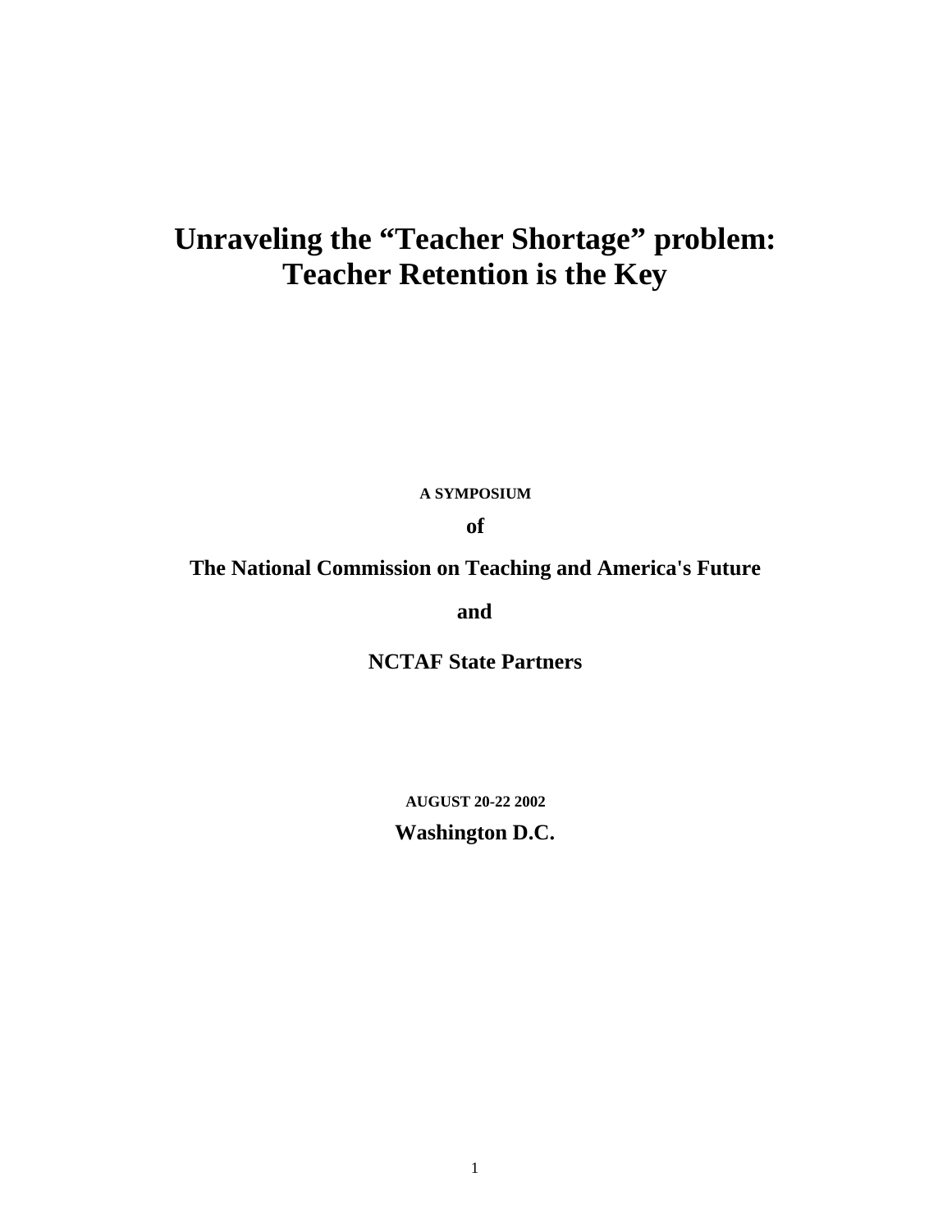# Unraveling the "Teacher Shortage" problem: Teacher Retention is the Key

**A SYMPOSIUM**

**of**

**The National Commission on Teaching and America's Future**

**and**

**NCTAF State Partners**

**AUGUST 20-22 2002**

**Washington D.C.**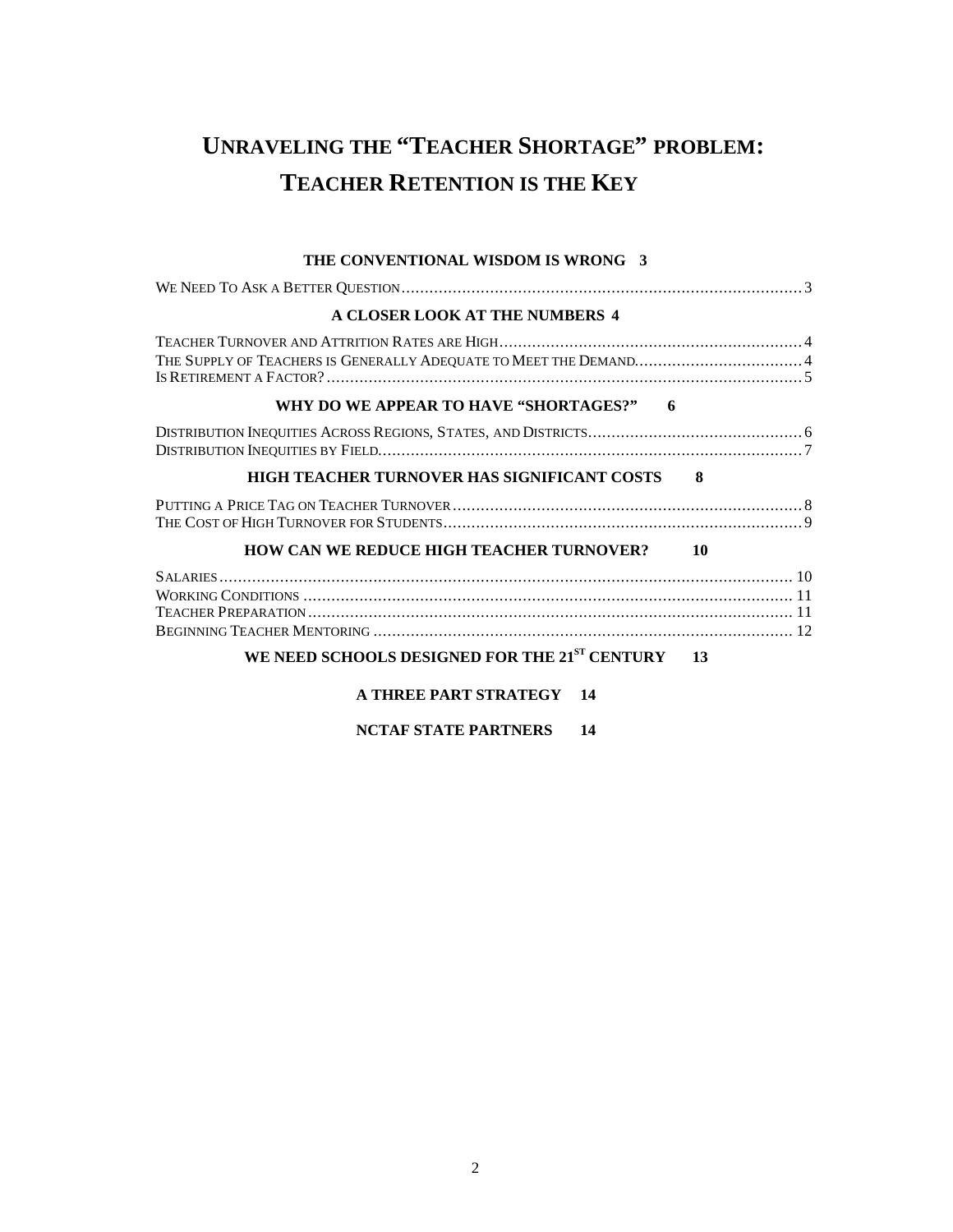# UNRAVELING THE "TEACHER SHORTAGE" PROBLEM: TEACHER RETENTION IS THE KEY

**THE CONVENTIONAL WISDOM IS WRONG 3**

WE NEED TO ASK A BETTER QUESTION ........ 3

**A CLOSER LOOK AT THE NUMBERS 4**

TEACHER TURNOVER AND ATTRITION RATES ARE HIGH ........ 4
THE SUPPLY OF TEACHERS IS GENERALLY ADEQUATE TO MEET THE DEMAND ........ 4
IS RETIREMENT A FACTOR? ........ 5

**WHY DO WE APPEAR TO HAVE "SHORTAGES?" 6**

DISTRIBUTION INEQUITIES ACROSS REGIONS, STATES, AND DISTRICTS ........ 6
DISTRIBUTION INEQUITIES BY FIELD ........ 7

**HIGH TEACHER TURNOVER HAS SIGNIFICANT COSTS 8**

PUTTING A PRICE TAG ON TEACHER TURNOVER ........ 8
THE COST OF HIGH TURNOVER FOR STUDENTS ........ 9

**HOW CAN WE REDUCE HIGH TEACHER TURNOVER? 10**

SALARIES ........ 10
WORKING CONDITIONS ........ 11
TEACHER PREPARATION ........ 11
BEGINNING TEACHER MENTORING ........ 12

**WE NEED SCHOOLS DESIGNED FOR THE 21ST CENTURY 13**

**A THREE PART STRATEGY 14**

**NCTAF STATE PARTNERS 14**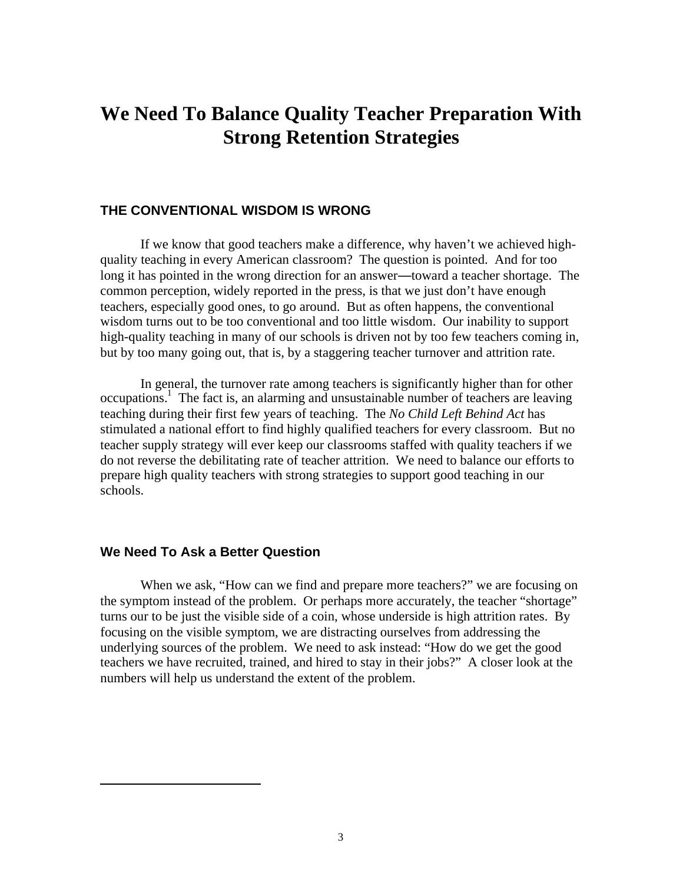# We Need To Balance Quality Teacher Preparation With Strong Retention Strategies

## THE CONVENTIONAL WISDOM IS WRONG

If we know that good teachers make a difference, why haven't we achieved high-quality teaching in every American classroom? The question is pointed. And for too long it has pointed in the wrong direction for an answer—toward a teacher shortage. The common perception, widely reported in the press, is that we just don't have enough teachers, especially good ones, to go around. But as often happens, the conventional wisdom turns out to be too conventional and too little wisdom. Our inability to support high-quality teaching in many of our schools is driven not by too few teachers coming in, but by too many going out, that is, by a staggering teacher turnover and attrition rate.

In general, the turnover rate among teachers is significantly higher than for other occupations.[1] The fact is, an alarming and unsustainable number of teachers are leaving teaching during their first few years of teaching. The *No Child Left Behind Act* has stimulated a national effort to find highly qualified teachers for every classroom. But no teacher supply strategy will ever keep our classrooms staffed with quality teachers if we do not reverse the debilitating rate of teacher attrition. We need to balance our efforts to prepare high quality teachers with strong strategies to support good teaching in our schools.

### We Need To Ask a Better Question

When we ask, "How can we find and prepare more teachers?" we are focusing on the symptom instead of the problem. Or perhaps more accurately, the teacher "shortage" turns our to be just the visible side of a coin, whose underside is high attrition rates. By focusing on the visible symptom, we are distracting ourselves from addressing the underlying sources of the problem. We need to ask instead: "How do we get the good teachers we have recruited, trained, and hired to stay in their jobs?" A closer look at the numbers will help us understand the extent of the problem.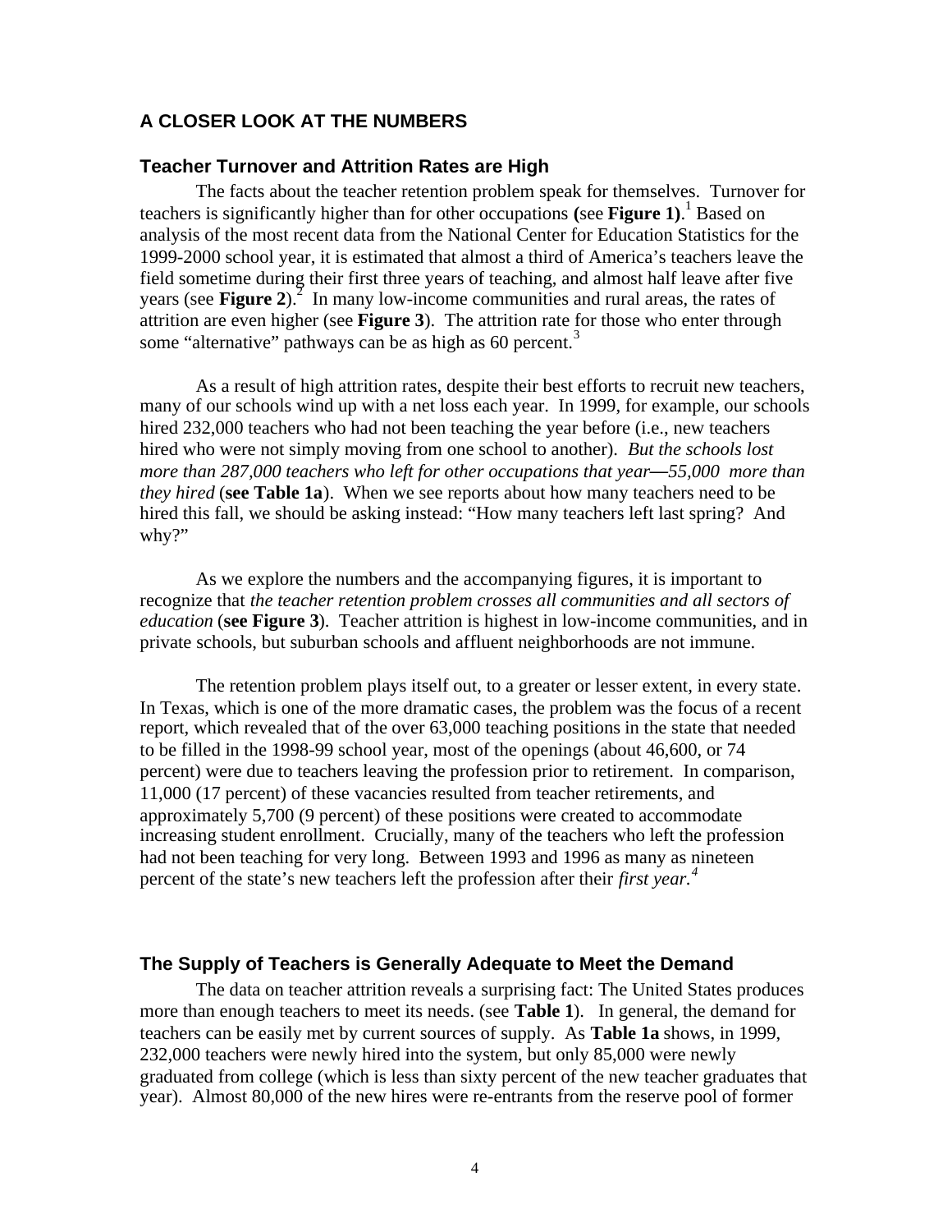## A CLOSER LOOK AT THE NUMBERS

### Teacher Turnover and Attrition Rates are High

The facts about the teacher retention problem speak for themselves. Turnover for teachers is significantly higher than for other occupations **(**see **Figure 1)**.[1] Based on analysis of the most recent data from the National Center for Education Statistics for the 1999-2000 school year, it is estimated that almost a third of America's teachers leave the field sometime during their first three years of teaching, and almost half leave after five years (see **Figure 2**).[2] In many low-income communities and rural areas, the rates of attrition are even higher (see **Figure 3**). The attrition rate for those who enter through some "alternative" pathways can be as high as 60 percent.[3]

As a result of high attrition rates, despite their best efforts to recruit new teachers, many of our schools wind up with a net loss each year. In 1999, for example, our schools hired 232,000 teachers who had not been teaching the year before (i.e., new teachers hired who were not simply moving from one school to another). *But the schools lost more than 287,000 teachers who left for other occupations that year—55,000 more than they hired* (**see Table 1a**). When we see reports about how many teachers need to be hired this fall, we should be asking instead: "How many teachers left last spring? And why?"

As we explore the numbers and the accompanying figures, it is important to recognize that *the teacher retention problem crosses all communities and all sectors of education* (**see Figure 3**). Teacher attrition is highest in low-income communities, and in private schools, but suburban schools and affluent neighborhoods are not immune.

The retention problem plays itself out, to a greater or lesser extent, in every state. In Texas, which is one of the more dramatic cases, the problem was the focus of a recent report, which revealed that of the over 63,000 teaching positions in the state that needed to be filled in the 1998-99 school year, most of the openings (about 46,600, or 74 percent) were due to teachers leaving the profession prior to retirement. In comparison, 11,000 (17 percent) of these vacancies resulted from teacher retirements, and approximately 5,700 (9 percent) of these positions were created to accommodate increasing student enrollment. Crucially, many of the teachers who left the profession had not been teaching for very long. Between 1993 and 1996 as many as nineteen percent of the state's new teachers left the profession after their *first year.*[4]

### The Supply of Teachers is Generally Adequate to Meet the Demand

The data on teacher attrition reveals a surprising fact: The United States produces more than enough teachers to meet its needs. (see **Table 1**). In general, the demand for teachers can be easily met by current sources of supply. As **Table 1a** shows, in 1999, 232,000 teachers were newly hired into the system, but only 85,000 were newly graduated from college (which is less than sixty percent of the new teacher graduates that year). Almost 80,000 of the new hires were re-entrants from the reserve pool of former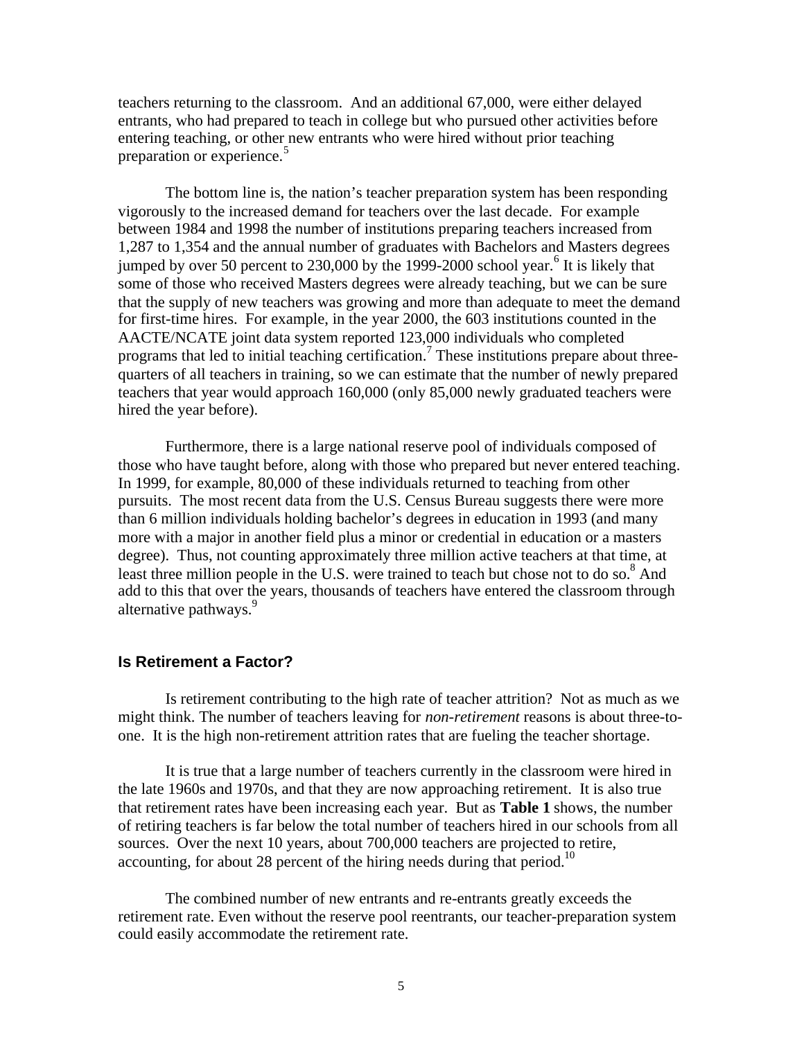teachers returning to the classroom. And an additional 67,000, were either delayed entrants, who had prepared to teach in college but who pursued other activities before entering teaching, or other new entrants who were hired without prior teaching preparation or experience.[5]

The bottom line is, the nation's teacher preparation system has been responding vigorously to the increased demand for teachers over the last decade. For example between 1984 and 1998 the number of institutions preparing teachers increased from 1,287 to 1,354 and the annual number of graduates with Bachelors and Masters degrees jumped by over 50 percent to 230,000 by the 1999-2000 school year.[6] It is likely that some of those who received Masters degrees were already teaching, but we can be sure that the supply of new teachers was growing and more than adequate to meet the demand for first-time hires. For example, in the year 2000, the 603 institutions counted in the AACTE/NCATE joint data system reported 123,000 individuals who completed programs that led to initial teaching certification.[7] These institutions prepare about three-quarters of all teachers in training, so we can estimate that the number of newly prepared teachers that year would approach 160,000 (only 85,000 newly graduated teachers were hired the year before).

Furthermore, there is a large national reserve pool of individuals composed of those who have taught before, along with those who prepared but never entered teaching. In 1999, for example, 80,000 of these individuals returned to teaching from other pursuits. The most recent data from the U.S. Census Bureau suggests there were more than 6 million individuals holding bachelor's degrees in education in 1993 (and many more with a major in another field plus a minor or credential in education or a masters degree). Thus, not counting approximately three million active teachers at that time, at least three million people in the U.S. were trained to teach but chose not to do so.[8] And add to this that over the years, thousands of teachers have entered the classroom through alternative pathways.[9]

## Is Retirement a Factor?

Is retirement contributing to the high rate of teacher attrition? Not as much as we might think. The number of teachers leaving for *non-retirement* reasons is about three-to-one. It is the high non-retirement attrition rates that are fueling the teacher shortage.

It is true that a large number of teachers currently in the classroom were hired in the late 1960s and 1970s, and that they are now approaching retirement. It is also true that retirement rates have been increasing each year. But as **Table 1** shows, the number of retiring teachers is far below the total number of teachers hired in our schools from all sources. Over the next 10 years, about 700,000 teachers are projected to retire, accounting, for about 28 percent of the hiring needs during that period.[10]

The combined number of new entrants and re-entrants greatly exceeds the retirement rate. Even without the reserve pool reentrants, our teacher-preparation system could easily accommodate the retirement rate.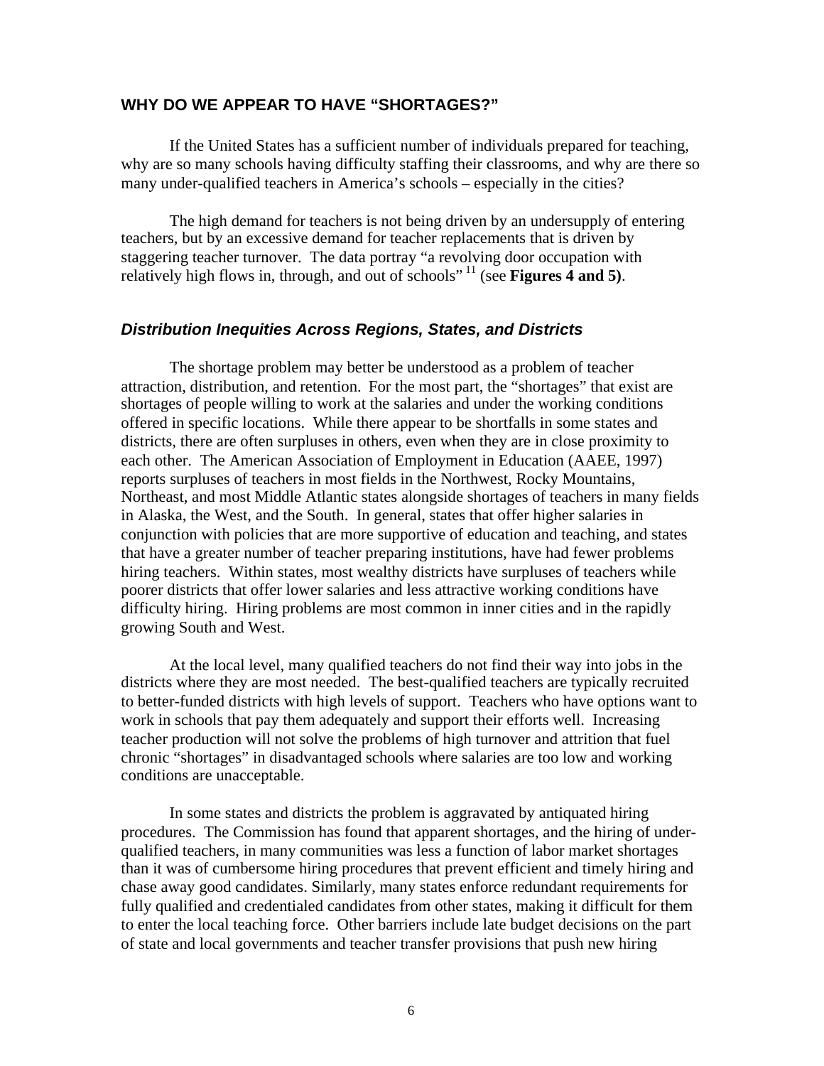## WHY DO WE APPEAR TO HAVE "SHORTAGES?"

If the United States has a sufficient number of individuals prepared for teaching, why are so many schools having difficulty staffing their classrooms, and why are there so many under-qualified teachers in America's schools – especially in the cities?

The high demand for teachers is not being driven by an undersupply of entering teachers, but by an excessive demand for teacher replacements that is driven by staggering teacher turnover. The data portray "a revolving door occupation with relatively high flows in, through, and out of schools" [11] (see **Figures 4 and 5)**.

### *Distribution Inequities Across Regions, States, and Districts*

The shortage problem may better be understood as a problem of teacher attraction, distribution, and retention. For the most part, the "shortages" that exist are shortages of people willing to work at the salaries and under the working conditions offered in specific locations. While there appear to be shortfalls in some states and districts, there are often surpluses in others, even when they are in close proximity to each other. The American Association of Employment in Education (AAEE, 1997) reports surpluses of teachers in most fields in the Northwest, Rocky Mountains, Northeast, and most Middle Atlantic states alongside shortages of teachers in many fields in Alaska, the West, and the South. In general, states that offer higher salaries in conjunction with policies that are more supportive of education and teaching, and states that have a greater number of teacher preparing institutions, have had fewer problems hiring teachers. Within states, most wealthy districts have surpluses of teachers while poorer districts that offer lower salaries and less attractive working conditions have difficulty hiring. Hiring problems are most common in inner cities and in the rapidly growing South and West.

At the local level, many qualified teachers do not find their way into jobs in the districts where they are most needed. The best-qualified teachers are typically recruited to better-funded districts with high levels of support. Teachers who have options want to work in schools that pay them adequately and support their efforts well. Increasing teacher production will not solve the problems of high turnover and attrition that fuel chronic "shortages" in disadvantaged schools where salaries are too low and working conditions are unacceptable.

In some states and districts the problem is aggravated by antiquated hiring procedures. The Commission has found that apparent shortages, and the hiring of under-qualified teachers, in many communities was less a function of labor market shortages than it was of cumbersome hiring procedures that prevent efficient and timely hiring and chase away good candidates. Similarly, many states enforce redundant requirements for fully qualified and credentialed candidates from other states, making it difficult for them to enter the local teaching force. Other barriers include late budget decisions on the part of state and local governments and teacher transfer provisions that push new hiring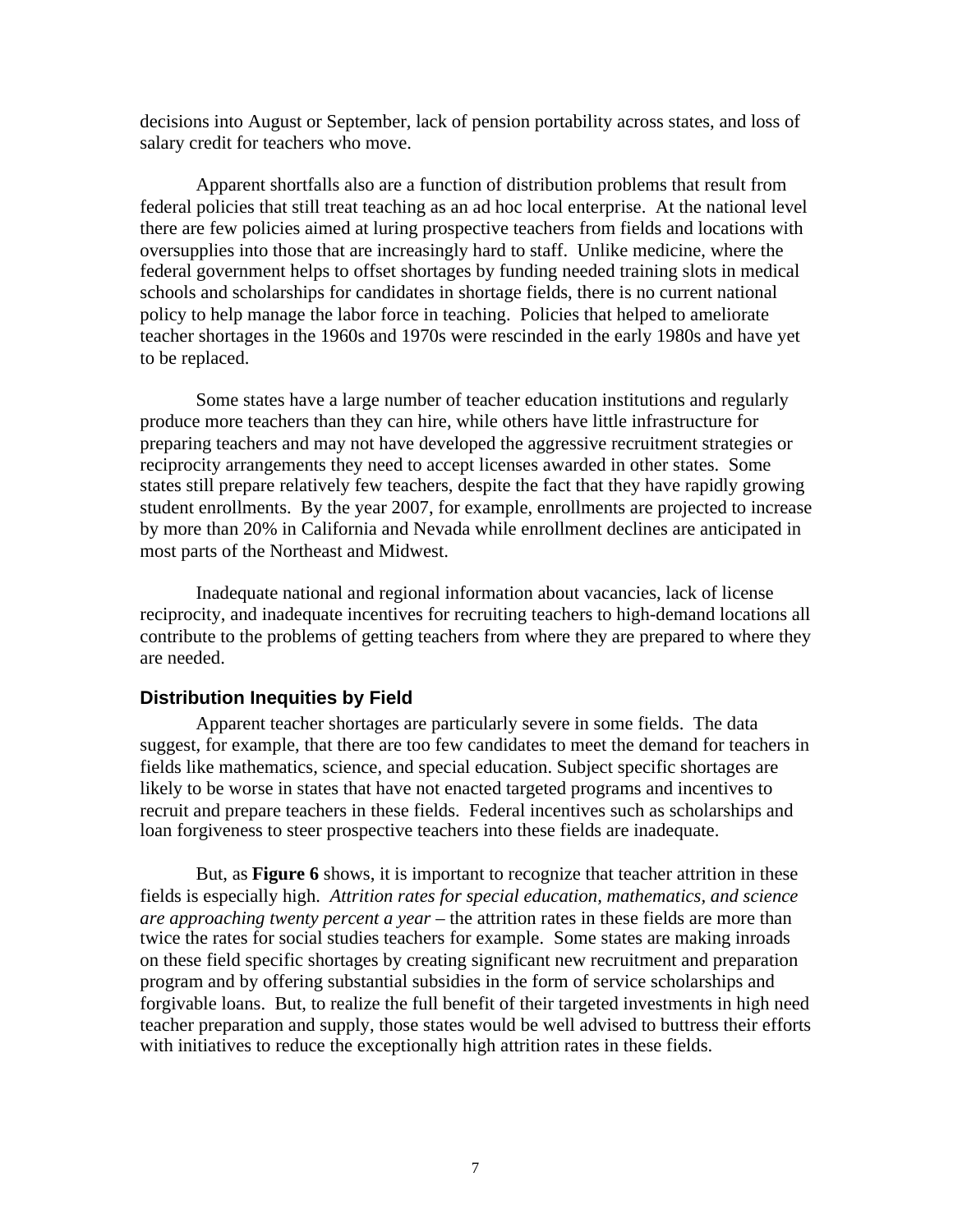decisions into August or September, lack of pension portability across states, and loss of salary credit for teachers who move.

Apparent shortfalls also are a function of distribution problems that result from federal policies that still treat teaching as an ad hoc local enterprise. At the national level there are few policies aimed at luring prospective teachers from fields and locations with oversupplies into those that are increasingly hard to staff. Unlike medicine, where the federal government helps to offset shortages by funding needed training slots in medical schools and scholarships for candidates in shortage fields, there is no current national policy to help manage the labor force in teaching. Policies that helped to ameliorate teacher shortages in the 1960s and 1970s were rescinded in the early 1980s and have yet to be replaced.

Some states have a large number of teacher education institutions and regularly produce more teachers than they can hire, while others have little infrastructure for preparing teachers and may not have developed the aggressive recruitment strategies or reciprocity arrangements they need to accept licenses awarded in other states. Some states still prepare relatively few teachers, despite the fact that they have rapidly growing student enrollments. By the year 2007, for example, enrollments are projected to increase by more than 20% in California and Nevada while enrollment declines are anticipated in most parts of the Northeast and Midwest.

Inadequate national and regional information about vacancies, lack of license reciprocity, and inadequate incentives for recruiting teachers to high-demand locations all contribute to the problems of getting teachers from where they are prepared to where they are needed.

### Distribution Inequities by Field

Apparent teacher shortages are particularly severe in some fields. The data suggest, for example, that there are too few candidates to meet the demand for teachers in fields like mathematics, science, and special education. Subject specific shortages are likely to be worse in states that have not enacted targeted programs and incentives to recruit and prepare teachers in these fields. Federal incentives such as scholarships and loan forgiveness to steer prospective teachers into these fields are inadequate.

But, as **Figure 6** shows, it is important to recognize that teacher attrition in these fields is especially high. *Attrition rates for special education, mathematics, and science are approaching twenty percent a year* – the attrition rates in these fields are more than twice the rates for social studies teachers for example. Some states are making inroads on these field specific shortages by creating significant new recruitment and preparation program and by offering substantial subsidies in the form of service scholarships and forgivable loans. But, to realize the full benefit of their targeted investments in high need teacher preparation and supply, those states would be well advised to buttress their efforts with initiatives to reduce the exceptionally high attrition rates in these fields.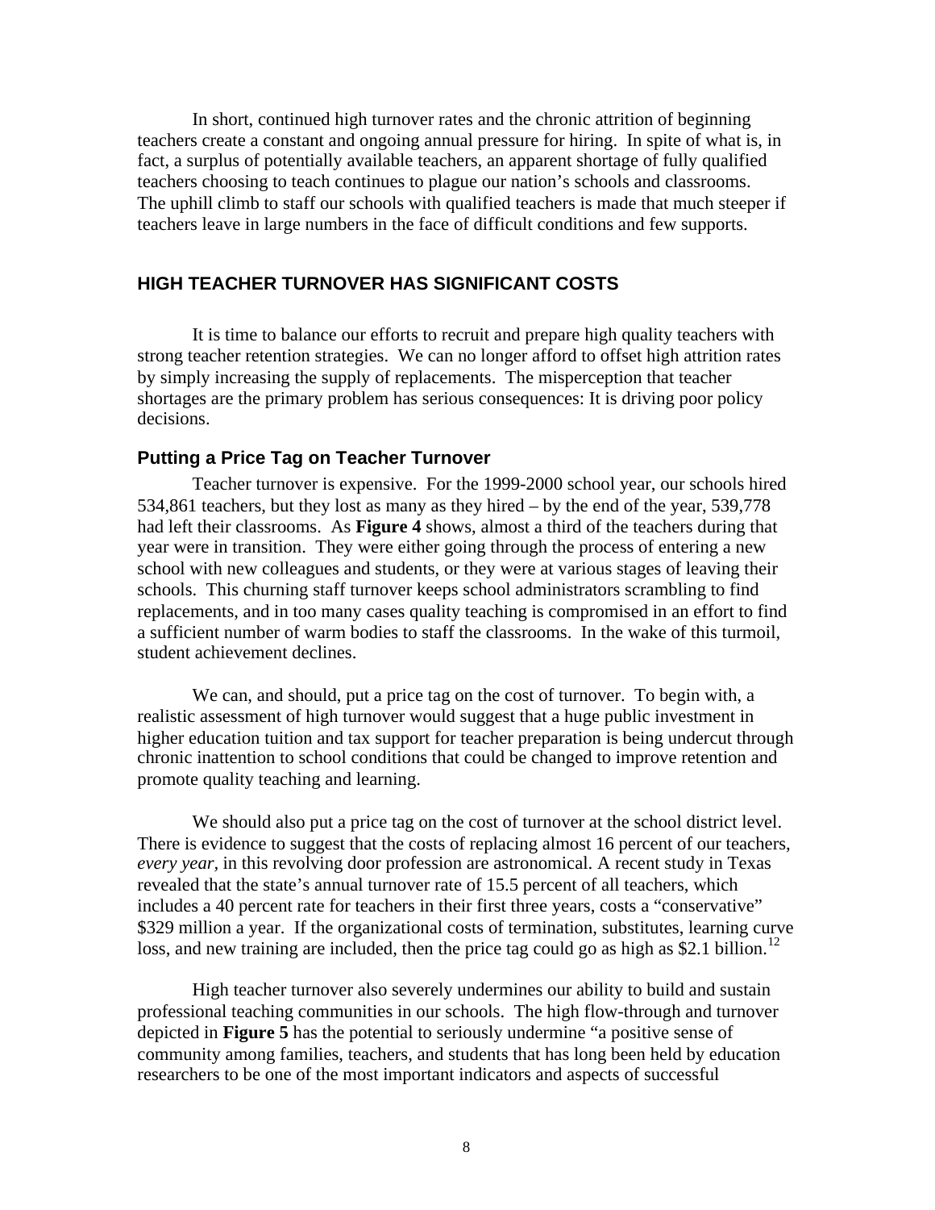In short, continued high turnover rates and the chronic attrition of beginning teachers create a constant and ongoing annual pressure for hiring. In spite of what is, in fact, a surplus of potentially available teachers, an apparent shortage of fully qualified teachers choosing to teach continues to plague our nation's schools and classrooms. The uphill climb to staff our schools with qualified teachers is made that much steeper if teachers leave in large numbers in the face of difficult conditions and few supports.

## HIGH TEACHER TURNOVER HAS SIGNIFICANT COSTS

It is time to balance our efforts to recruit and prepare high quality teachers with strong teacher retention strategies. We can no longer afford to offset high attrition rates by simply increasing the supply of replacements. The misperception that teacher shortages are the primary problem has serious consequences: It is driving poor policy decisions.

### Putting a Price Tag on Teacher Turnover

Teacher turnover is expensive. For the 1999-2000 school year, our schools hired 534,861 teachers, but they lost as many as they hired – by the end of the year, 539,778 had left their classrooms. As **Figure 4** shows, almost a third of the teachers during that year were in transition. They were either going through the process of entering a new school with new colleagues and students, or they were at various stages of leaving their schools. This churning staff turnover keeps school administrators scrambling to find replacements, and in too many cases quality teaching is compromised in an effort to find a sufficient number of warm bodies to staff the classrooms. In the wake of this turmoil, student achievement declines.

We can, and should, put a price tag on the cost of turnover. To begin with, a realistic assessment of high turnover would suggest that a huge public investment in higher education tuition and tax support for teacher preparation is being undercut through chronic inattention to school conditions that could be changed to improve retention and promote quality teaching and learning.

We should also put a price tag on the cost of turnover at the school district level. There is evidence to suggest that the costs of replacing almost 16 percent of our teachers, *every year*, in this revolving door profession are astronomical. A recent study in Texas revealed that the state's annual turnover rate of 15.5 percent of all teachers, which includes a 40 percent rate for teachers in their first three years, costs a "conservative" \$329 million a year. If the organizational costs of termination, substitutes, learning curve loss, and new training are included, then the price tag could go as high as \$2.1 billion.[12]

High teacher turnover also severely undermines our ability to build and sustain professional teaching communities in our schools. The high flow-through and turnover depicted in **Figure 5** has the potential to seriously undermine "a positive sense of community among families, teachers, and students that has long been held by education researchers to be one of the most important indicators and aspects of successful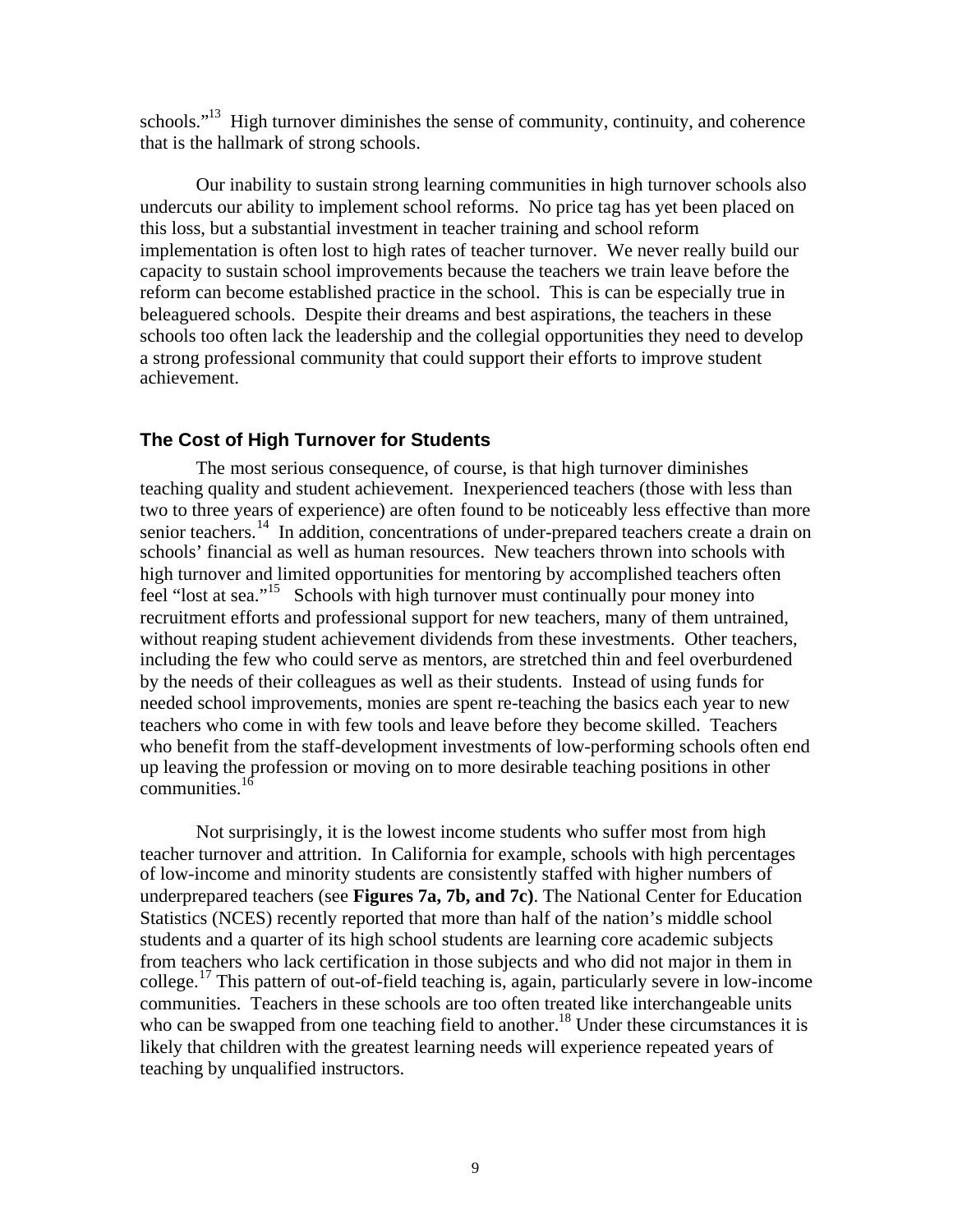schools."[13] High turnover diminishes the sense of community, continuity, and coherence that is the hallmark of strong schools.

Our inability to sustain strong learning communities in high turnover schools also undercuts our ability to implement school reforms. No price tag has yet been placed on this loss, but a substantial investment in teacher training and school reform implementation is often lost to high rates of teacher turnover. We never really build our capacity to sustain school improvements because the teachers we train leave before the reform can become established practice in the school. This is can be especially true in beleaguered schools. Despite their dreams and best aspirations, the teachers in these schools too often lack the leadership and the collegial opportunities they need to develop a strong professional community that could support their efforts to improve student achievement.

### The Cost of High Turnover for Students

The most serious consequence, of course, is that high turnover diminishes teaching quality and student achievement. Inexperienced teachers (those with less than two to three years of experience) are often found to be noticeably less effective than more senior teachers.[14] In addition, concentrations of under-prepared teachers create a drain on schools' financial as well as human resources. New teachers thrown into schools with high turnover and limited opportunities for mentoring by accomplished teachers often feel "lost at sea."[15] Schools with high turnover must continually pour money into recruitment efforts and professional support for new teachers, many of them untrained, without reaping student achievement dividends from these investments. Other teachers, including the few who could serve as mentors, are stretched thin and feel overburdened by the needs of their colleagues as well as their students. Instead of using funds for needed school improvements, monies are spent re-teaching the basics each year to new teachers who come in with few tools and leave before they become skilled. Teachers who benefit from the staff-development investments of low-performing schools often end up leaving the profession or moving on to more desirable teaching positions in other communities.[16]

Not surprisingly, it is the lowest income students who suffer most from high teacher turnover and attrition. In California for example, schools with high percentages of low-income and minority students are consistently staffed with higher numbers of underprepared teachers (see **Figures 7a, 7b, and 7c)**. The National Center for Education Statistics (NCES) recently reported that more than half of the nation's middle school students and a quarter of its high school students are learning core academic subjects from teachers who lack certification in those subjects and who did not major in them in college.[17] This pattern of out-of-field teaching is, again, particularly severe in low-income communities. Teachers in these schools are too often treated like interchangeable units who can be swapped from one teaching field to another.[18] Under these circumstances it is likely that children with the greatest learning needs will experience repeated years of teaching by unqualified instructors.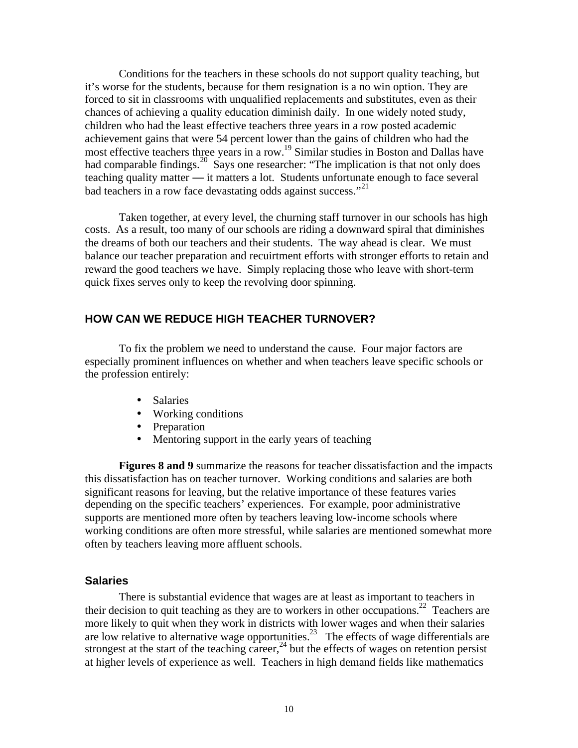Conditions for the teachers in these schools do not support quality teaching, but it's worse for the students, because for them resignation is a no win option. They are forced to sit in classrooms with unqualified replacements and substitutes, even as their chances of achieving a quality education diminish daily. In one widely noted study, children who had the least effective teachers three years in a row posted academic achievement gains that were 54 percent lower than the gains of children who had the most effective teachers three years in a row.[19] Similar studies in Boston and Dallas have had comparable findings.[20] Says one researcher: "The implication is that not only does teaching quality matter — it matters a lot. Students unfortunate enough to face several bad teachers in a row face devastating odds against success."[21]

Taken together, at every level, the churning staff turnover in our schools has high costs. As a result, too many of our schools are riding a downward spiral that diminishes the dreams of both our teachers and their students. The way ahead is clear. We must balance our teacher preparation and recuirtment efforts with stronger efforts to retain and reward the good teachers we have. Simply replacing those who leave with short-term quick fixes serves only to keep the revolving door spinning.

## HOW CAN WE REDUCE HIGH TEACHER TURNOVER?

To fix the problem we need to understand the cause. Four major factors are especially prominent influences on whether and when teachers leave specific schools or the profession entirely:

- Salaries
- Working conditions
- Preparation
- Mentoring support in the early years of teaching

**Figures 8 and 9** summarize the reasons for teacher dissatisfaction and the impacts this dissatisfaction has on teacher turnover. Working conditions and salaries are both significant reasons for leaving, but the relative importance of these features varies depending on the specific teachers' experiences. For example, poor administrative supports are mentioned more often by teachers leaving low-income schools where working conditions are often more stressful, while salaries are mentioned somewhat more often by teachers leaving more affluent schools.

### Salaries

There is substantial evidence that wages are at least as important to teachers in their decision to quit teaching as they are to workers in other occupations.[22] Teachers are more likely to quit when they work in districts with lower wages and when their salaries are low relative to alternative wage opportunities.[23] The effects of wage differentials are strongest at the start of the teaching career,[24] but the effects of wages on retention persist at higher levels of experience as well. Teachers in high demand fields like mathematics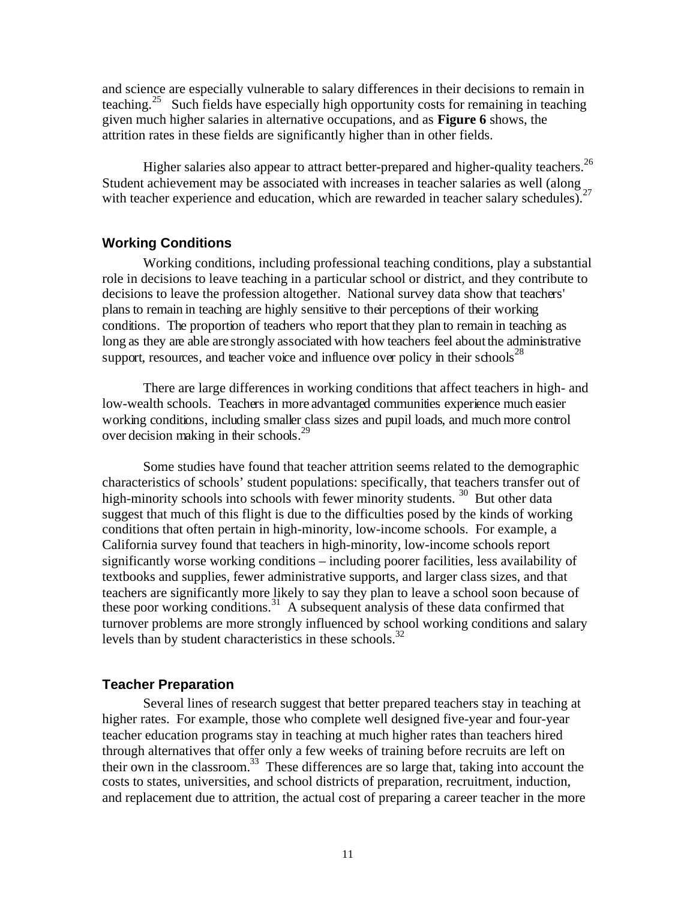and science are especially vulnerable to salary differences in their decisions to remain in teaching.[25] Such fields have especially high opportunity costs for remaining in teaching given much higher salaries in alternative occupations, and as **Figure 6** shows, the attrition rates in these fields are significantly higher than in other fields.

Higher salaries also appear to attract better-prepared and higher-quality teachers.[26] Student achievement may be associated with increases in teacher salaries as well (along with teacher experience and education, which are rewarded in teacher salary schedules).[27]

### Working Conditions

Working conditions, including professional teaching conditions, play a substantial role in decisions to leave teaching in a particular school or district, and they contribute to decisions to leave the profession altogether. National survey data show that teachers' plans to remain in teaching are highly sensitive to their perceptions of their working conditions. The proportion of teachers who report that they plan to remain in teaching as long as they are able are strongly associated with how teachers feel about the administrative support, resources, and teacher voice and influence over policy in their schools[28]

There are large differences in working conditions that affect teachers in high- and low-wealth schools. Teachers in more advantaged communities experience much easier working conditions, including smaller class sizes and pupil loads, and much more control over decision making in their schools.[29]

Some studies have found that teacher attrition seems related to the demographic characteristics of schools' student populations: specifically, that teachers transfer out of high-minority schools into schools with fewer minority students. [30] But other data suggest that much of this flight is due to the difficulties posed by the kinds of working conditions that often pertain in high-minority, low-income schools. For example, a California survey found that teachers in high-minority, low-income schools report significantly worse working conditions – including poorer facilities, less availability of textbooks and supplies, fewer administrative supports, and larger class sizes, and that teachers are significantly more likely to say they plan to leave a school soon because of these poor working conditions.[31] A subsequent analysis of these data confirmed that turnover problems are more strongly influenced by school working conditions and salary levels than by student characteristics in these schools.[32]

### Teacher Preparation

Several lines of research suggest that better prepared teachers stay in teaching at higher rates. For example, those who complete well designed five-year and four-year teacher education programs stay in teaching at much higher rates than teachers hired through alternatives that offer only a few weeks of training before recruits are left on their own in the classroom.[33] These differences are so large that, taking into account the costs to states, universities, and school districts of preparation, recruitment, induction, and replacement due to attrition, the actual cost of preparing a career teacher in the more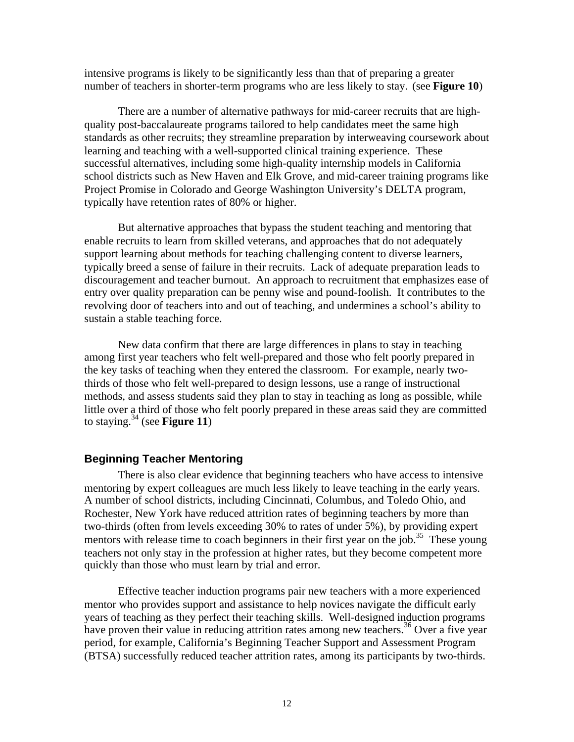intensive programs is likely to be significantly less than that of preparing a greater number of teachers in shorter-term programs who are less likely to stay. (see **Figure 10**)

There are a number of alternative pathways for mid-career recruits that are high-quality post-baccalaureate programs tailored to help candidates meet the same high standards as other recruits; they streamline preparation by interweaving coursework about learning and teaching with a well-supported clinical training experience. These successful alternatives, including some high-quality internship models in California school districts such as New Haven and Elk Grove, and mid-career training programs like Project Promise in Colorado and George Washington University's DELTA program, typically have retention rates of 80% or higher.

But alternative approaches that bypass the student teaching and mentoring that enable recruits to learn from skilled veterans, and approaches that do not adequately support learning about methods for teaching challenging content to diverse learners, typically breed a sense of failure in their recruits. Lack of adequate preparation leads to discouragement and teacher burnout. An approach to recruitment that emphasizes ease of entry over quality preparation can be penny wise and pound-foolish. It contributes to the revolving door of teachers into and out of teaching, and undermines a school's ability to sustain a stable teaching force.

New data confirm that there are large differences in plans to stay in teaching among first year teachers who felt well-prepared and those who felt poorly prepared in the key tasks of teaching when they entered the classroom. For example, nearly two-thirds of those who felt well-prepared to design lessons, use a range of instructional methods, and assess students said they plan to stay in teaching as long as possible, while little over a third of those who felt poorly prepared in these areas said they are committed to staying.[34] (see **Figure 11**)

## Beginning Teacher Mentoring

There is also clear evidence that beginning teachers who have access to intensive mentoring by expert colleagues are much less likely to leave teaching in the early years. A number of school districts, including Cincinnati, Columbus, and Toledo Ohio, and Rochester, New York have reduced attrition rates of beginning teachers by more than two-thirds (often from levels exceeding 30% to rates of under 5%), by providing expert mentors with release time to coach beginners in their first year on the job.[35] These young teachers not only stay in the profession at higher rates, but they become competent more quickly than those who must learn by trial and error.

Effective teacher induction programs pair new teachers with a more experienced mentor who provides support and assistance to help novices navigate the difficult early years of teaching as they perfect their teaching skills. Well-designed induction programs have proven their value in reducing attrition rates among new teachers.[36] Over a five year period, for example, California's Beginning Teacher Support and Assessment Program (BTSA) successfully reduced teacher attrition rates, among its participants by two-thirds.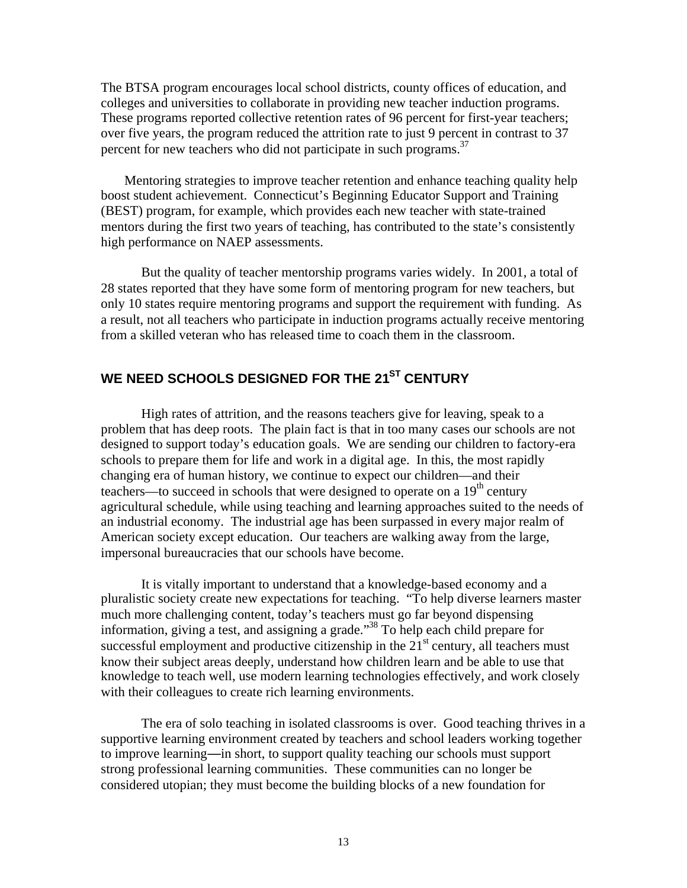The BTSA program encourages local school districts, county offices of education, and colleges and universities to collaborate in providing new teacher induction programs. These programs reported collective retention rates of 96 percent for first-year teachers; over five years, the program reduced the attrition rate to just 9 percent in contrast to 37 percent for new teachers who did not participate in such programs.[37]

Mentoring strategies to improve teacher retention and enhance teaching quality help boost student achievement. Connecticut's Beginning Educator Support and Training (BEST) program, for example, which provides each new teacher with state-trained mentors during the first two years of teaching, has contributed to the state's consistently high performance on NAEP assessments.

But the quality of teacher mentorship programs varies widely. In 2001, a total of 28 states reported that they have some form of mentoring program for new teachers, but only 10 states require mentoring programs and support the requirement with funding. As a result, not all teachers who participate in induction programs actually receive mentoring from a skilled veteran who has released time to coach them in the classroom.

## WE NEED SCHOOLS DESIGNED FOR THE 21ST CENTURY

High rates of attrition, and the reasons teachers give for leaving, speak to a problem that has deep roots. The plain fact is that in too many cases our schools are not designed to support today's education goals. We are sending our children to factory-era schools to prepare them for life and work in a digital age. In this, the most rapidly changing era of human history, we continue to expect our children—and their teachers—to succeed in schools that were designed to operate on a 19th century agricultural schedule, while using teaching and learning approaches suited to the needs of an industrial economy. The industrial age has been surpassed in every major realm of American society except education. Our teachers are walking away from the large, impersonal bureaucracies that our schools have become.

It is vitally important to understand that a knowledge-based economy and a pluralistic society create new expectations for teaching. "To help diverse learners master much more challenging content, today's teachers must go far beyond dispensing information, giving a test, and assigning a grade."[38] To help each child prepare for successful employment and productive citizenship in the 21st century, all teachers must know their subject areas deeply, understand how children learn and be able to use that knowledge to teach well, use modern learning technologies effectively, and work closely with their colleagues to create rich learning environments.

The era of solo teaching in isolated classrooms is over. Good teaching thrives in a supportive learning environment created by teachers and school leaders working together to improve learning—in short, to support quality teaching our schools must support strong professional learning communities. These communities can no longer be considered utopian; they must become the building blocks of a new foundation for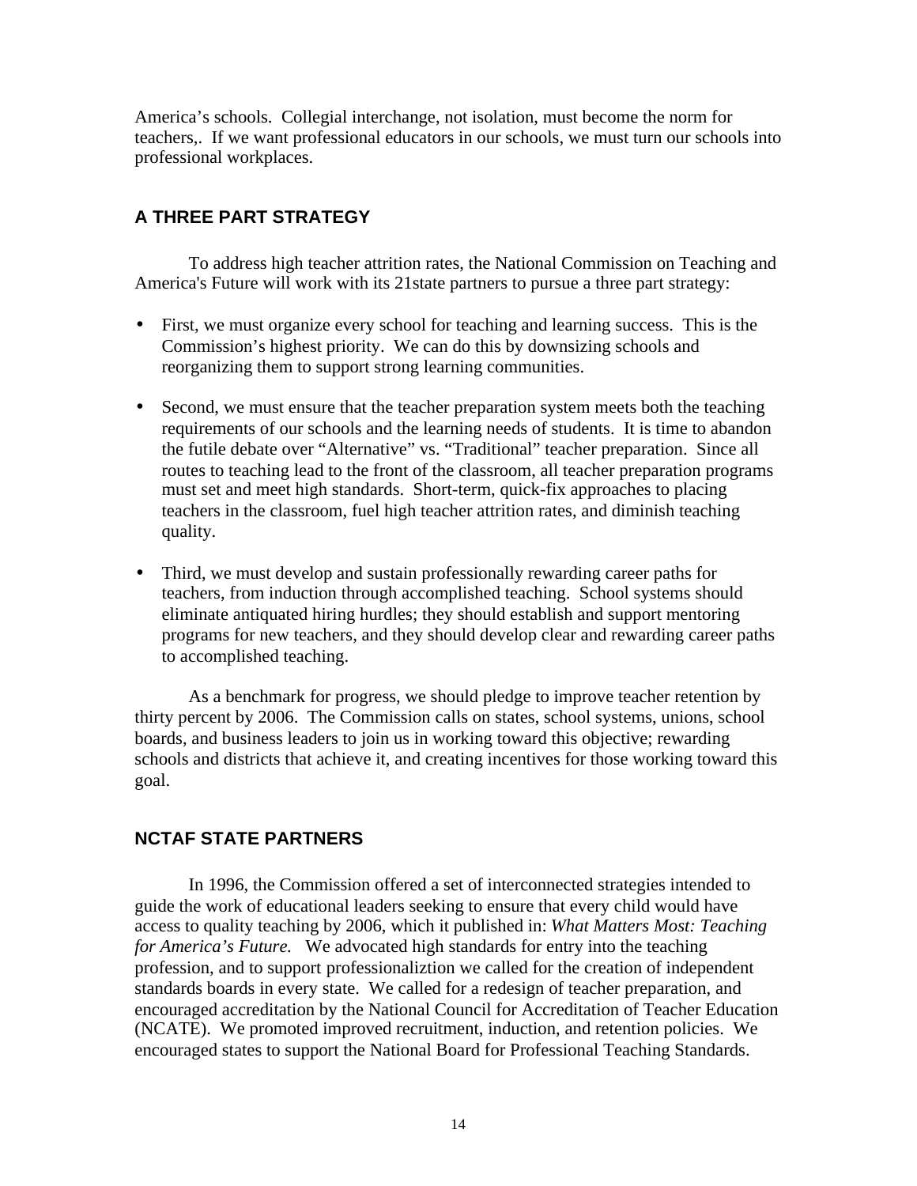America's schools.  Collegial interchange, not isolation, must become the norm for teachers,.  If we want professional educators in our schools, we must turn our schools into professional workplaces.

## A THREE PART STRATEGY

To address high teacher attrition rates, the National Commission on Teaching and America's Future will work with its 21state partners to pursue a three part strategy:

- First, we must organize every school for teaching and learning success.  This is the Commission's highest priority.  We can do this by downsizing schools and reorganizing them to support strong learning communities.

- Second, we must ensure that the teacher preparation system meets both the teaching requirements of our schools and the learning needs of students.  It is time to abandon the futile debate over "Alternative" vs. "Traditional" teacher preparation.  Since all routes to teaching lead to the front of the classroom, all teacher preparation programs must set and meet high standards.  Short-term, quick-fix approaches to placing teachers in the classroom, fuel high teacher attrition rates, and diminish teaching quality.

- Third, we must develop and sustain professionally rewarding career paths for teachers, from induction through accomplished teaching.  School systems should eliminate antiquated hiring hurdles; they should establish and support mentoring programs for new teachers, and they should develop clear and rewarding career paths to accomplished teaching.

As a benchmark for progress, we should pledge to improve teacher retention by thirty percent by 2006.  The Commission calls on states, school systems, unions, school boards, and business leaders to join us in working toward this objective; rewarding schools and districts that achieve it, and creating incentives for those working toward this goal.

## NCTAF STATE PARTNERS

In 1996, the Commission offered a set of interconnected strategies intended to guide the work of educational leaders seeking to ensure that every child would have access to quality teaching by 2006, which it published in: *What Matters Most: Teaching for America's Future.*   We advocated high standards for entry into the teaching profession, and to support professionaliztion we called for the creation of independent standards boards in every state.  We called for a redesign of teacher preparation, and encouraged accreditation by the National Council for Accreditation of Teacher Education (NCATE).  We promoted improved recruitment, induction, and retention policies.  We encouraged states to support the National Board for Professional Teaching Standards.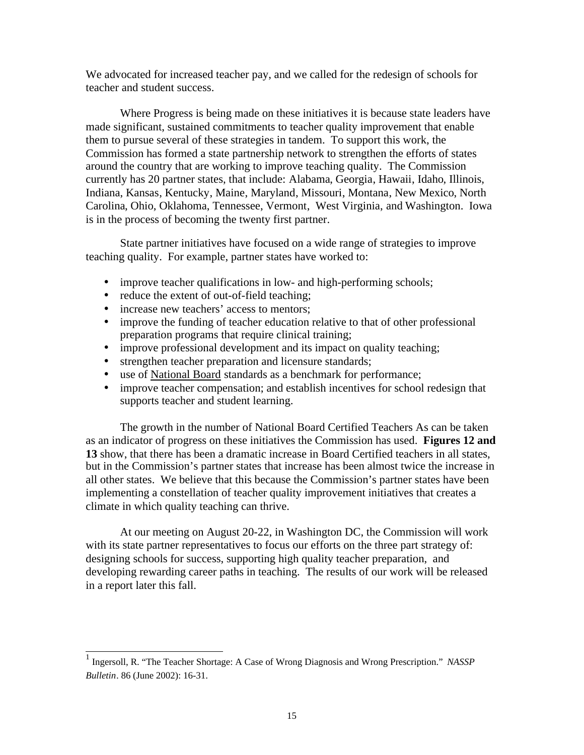We advocated for increased teacher pay, and we called for the redesign of schools for teacher and student success.

Where Progress is being made on these initiatives it is because state leaders have made significant, sustained commitments to teacher quality improvement that enable them to pursue several of these strategies in tandem. To support this work, the Commission has formed a state partnership network to strengthen the efforts of states around the country that are working to improve teaching quality. The Commission currently has 20 partner states, that include: Alabama, Georgia, Hawaii, Idaho, Illinois, Indiana, Kansas, Kentucky, Maine, Maryland, Missouri, Montana, New Mexico, North Carolina, Ohio, Oklahoma, Tennessee, Vermont, West Virginia, and Washington. Iowa is in the process of becoming the twenty first partner.

State partner initiatives have focused on a wide range of strategies to improve teaching quality. For example, partner states have worked to:

- improve teacher qualifications in low- and high-performing schools;
- reduce the extent of out-of-field teaching;
- increase new teachers' access to mentors;
- improve the funding of teacher education relative to that of other professional preparation programs that require clinical training;
- improve professional development and its impact on quality teaching;
- strengthen teacher preparation and licensure standards;
- use of National Board standards as a benchmark for performance;
- improve teacher compensation; and establish incentives for school redesign that supports teacher and student learning.

The growth in the number of National Board Certified Teachers As can be taken as an indicator of progress on these initiatives the Commission has used. **Figures 12 and 13** show, that there has been a dramatic increase in Board Certified teachers in all states, but in the Commission's partner states that increase has been almost twice the increase in all other states. We believe that this because the Commission's partner states have been implementing a constellation of teacher quality improvement initiatives that creates a climate in which quality teaching can thrive.

At our meeting on August 20-22, in Washington DC, the Commission will work with its state partner representatives to focus our efforts on the three part strategy of: designing schools for success, supporting high quality teacher preparation, and developing rewarding career paths in teaching. The results of our work will be released in a report later this fall.

---

[1] Ingersoll, R. "The Teacher Shortage: A Case of Wrong Diagnosis and Wrong Prescription." *NASSP Bulletin*. 86 (June 2002): 16-31.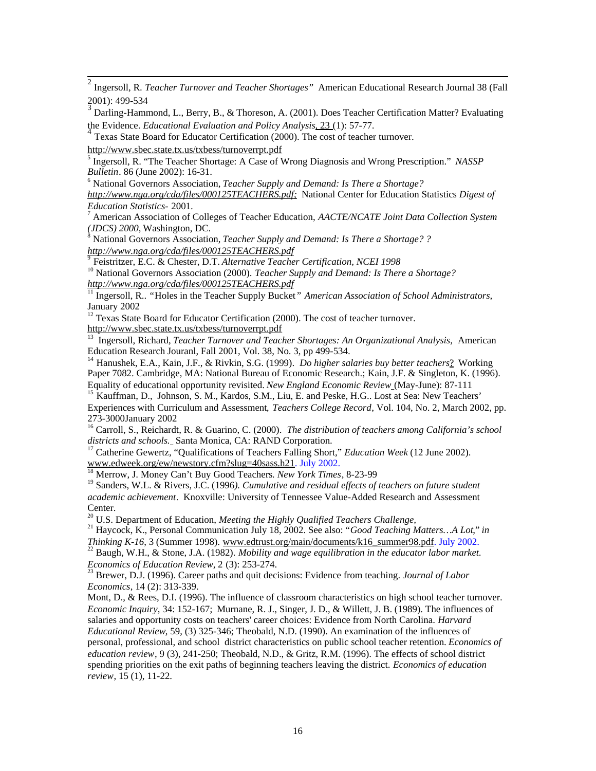[2] Ingersoll, R. *Teacher Turnover and Teacher Shortages"* American Educational Research Journal 38 (Fall 2001): 499-534

[3] Darling-Hammond, L., Berry, B., & Thoreson, A. (2001). Does Teacher Certification Matter? Evaluating the Evidence. *Educational Evaluation and Policy Analysis*, 23 (1): 57-77.

[4] Texas State Board for Educator Certification (2000). The cost of teacher turnover. http://www.sbec.state.tx.us/txbess/turnoverrpt.pdf

[5] Ingersoll, R. "The Teacher Shortage: A Case of Wrong Diagnosis and Wrong Prescription." *NASSP Bulletin*. 86 (June 2002): 16-31.

[6] National Governors Association, *Teacher Supply and Demand: Is There a Shortage? http://www.nga.org/cda/files/000125TEACHERS.pdf;* National Center for Education Statistics *Digest of Education Statistics*- 2001.

[7] American Association of Colleges of Teacher Education, *AACTE/NCATE Joint Data Collection System (JDCS) 2000,* Washington, DC.

[8] National Governors Association, *Teacher Supply and Demand: Is There a Shortage? ? http://www.nga.org/cda/files/000125TEACHERS.pdf*

[9] Feistritzer, E.C. & Chester, D.T. *Alternative Teacher Certification, NCEI 1998*

[10] National Governors Association (2000). *Teacher Supply and Demand: Is There a Shortage? http://www.nga.org/cda/files/000125TEACHERS.pdf*

[11] Ingersoll, R.. "Holes in the Teacher Supply Bucket*" American Association of School Administrators,* January 2002

[12] Texas State Board for Educator Certification (2000). The cost of teacher turnover. http://www.sbec.state.tx.us/txbess/turnoverrpt.pdf

[13] Ingersoll, Richard, *Teacher Turnover and Teacher Shortages: An Organizational Analysis*, American Education Research Jouranl, Fall 2001, Vol. 38, No. 3, pp 499-534.

[14] Hanushek, E.A., Kain, J.F., & Rivkin, S.G. (1999). *Do higher salaries buy better teachers*? Working Paper 7082. Cambridge, MA: National Bureau of Economic Research.; Kain, J.F. & Singleton, K. (1996). Equality of educational opportunity revisited. *New England Economic Review* (May-June): 87-111

[15] Kauffman, D., Johnson, S. M., Kardos, S.M., Liu, E. and Peske, H.G.. Lost at Sea: New Teachers' Experiences with Curriculum and Assessment*, Teachers College Record*, Vol. 104, No. 2, March 2002, pp. 273-3000January 2002

[16] Carroll, S., Reichardt, R. & Guarino, C. (2000). *The distribution of teachers among California's school districts and schools.* Santa Monica, CA: RAND Corporation.

[17] Catherine Gewertz, "Qualifications of Teachers Falling Short," *Education Week* (12 June 2002). www.edweek.org/ew/newstory.cfm?slug=40sass.h21. July 2002.

[18] Merrow, J. Money Can't Buy Good Teachers*. New York Times*, 8-23-99

[19] Sanders, W.L. & Rivers, J.C. (1996*). Cumulative and residual effects of teachers on future student academic achievement*. Knoxville: University of Tennessee Value-Added Research and Assessment Center.

[20] U.S. Department of Education, *Meeting the Highly Qualified Teachers Challenge,*

[21] Haycock, K., Personal Communication July 18, 2002. See also: "*Good Teaching Matters…A Lot*," *in Thinking K-16*, 3 (Summer 1998). www.edtrust.org/main/documents/k16_summer98.pdf. July 2002.

[22] Baugh, W.H., & Stone, J.A. (1982). *Mobility and wage equilibration in the educator labor market. Economics of Education Review*, 2 (3): 253-274.

[23] Brewer, D.J. (1996). Career paths and quit decisions: Evidence from teaching. *Journal of Labor Economics*, 14 (2): 313-339.

Mont, D., & Rees, D.I. (1996). The influence of classroom characteristics on high school teacher turnover. *Economic Inquiry*, 34: 152-167; Murnane, R. J., Singer, J. D., & Willett, J. B. (1989). The influences of salaries and opportunity costs on teachers' career choices: Evidence from North Carolina. *Harvard Educational Review*, 59, (3) 325-346; Theobald, N.D. (1990). An examination of the influences of personal, professional, and school district characteristics on public school teacher retention. *Economics of education review*, 9 (3), 241-250; Theobald, N.D., & Gritz, R.M. (1996). The effects of school district spending priorities on the exit paths of beginning teachers leaving the district. *Economics of education review*, 15 (1), 11-22.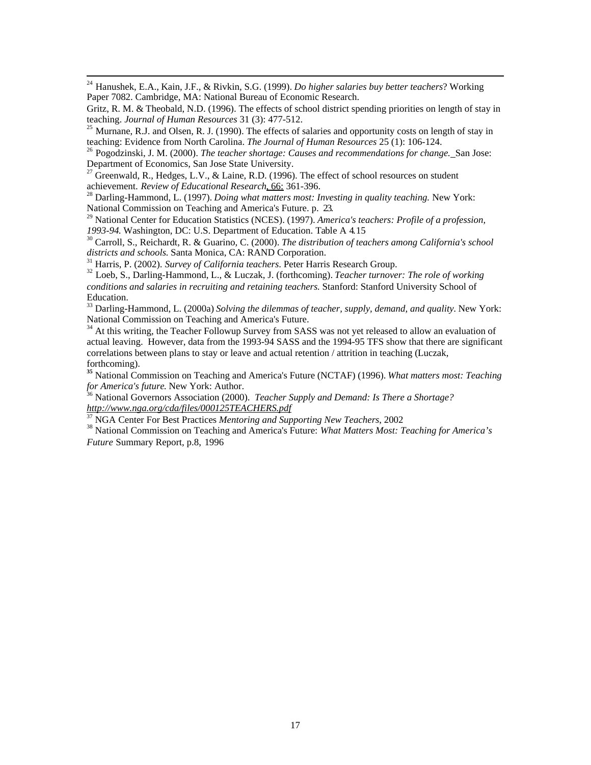[24] Hanushek, E.A., Kain, J.F., & Rivkin, S.G. (1999). *Do higher salaries buy better teachers*? Working Paper 7082. Cambridge, MA: National Bureau of Economic Research.

Gritz, R. M. & Theobald, N.D. (1996). The effects of school district spending priorities on length of stay in teaching. *Journal of Human Resources* 31 (3): 477-512.

[25] Murnane, R.J. and Olsen, R. J. (1990). The effects of salaries and opportunity costs on length of stay in teaching: Evidence from North Carolina. *The Journal of Human Resources* 25 (1): 106-124.

[26] Pogodzinski, J. M. (2000). *The teacher shortage: Causes and recommendations for change.* San Jose: Department of Economics, San Jose State University.

[27] Greenwald, R., Hedges, L.V., & Laine, R.D. (1996). The effect of school resources on student achievement. *Review of Educational Research*, 66: 361-396.

[28] Darling-Hammond, L. (1997). *Doing what matters most: Investing in quality teaching.* New York: National Commission on Teaching and America's Future. p. 23.

[29] National Center for Education Statistics (NCES). (1997). *America's teachers: Profile of a profession, 1993-94.* Washington, DC: U.S. Department of Education. Table A 4.15

[30] Carroll, S., Reichardt, R. & Guarino, C. (2000). *The distribution of teachers among California's school districts and schools.* Santa Monica, CA: RAND Corporation.

[31] Harris, P. (2002). *Survey of California teachers*. Peter Harris Research Group.

[32] Loeb, S., Darling-Hammond, L., & Luczak, J. (forthcoming). *Teacher turnover: The role of working conditions and salaries in recruiting and retaining teachers.* Stanford: Stanford University School of Education.

[33] Darling-Hammond, L. (2000a) *Solving the dilemmas of teacher, supply, demand, and quality*. New York: National Commission on Teaching and America's Future.

[34] At this writing, the Teacher Followup Survey from SASS was not yet released to allow an evaluation of actual leaving. However, data from the 1993-94 SASS and the 1994-95 TFS show that there are significant correlations between plans to stay or leave and actual retention / attrition in teaching (Luczak, forthcoming).

[35] National Commission on Teaching and America's Future (NCTAF) (1996). *What matters most: Teaching for America's future.* New York: Author.

[36] National Governors Association (2000). *Teacher Supply and Demand: Is There a Shortage? http://www.nga.org/cda/files/000125TEACHERS.pdf*

[37] NGA Center For Best Practices *Mentoring and Supporting New Teachers*, 2002

[38] National Commission on Teaching and America's Future: *What Matters Most: Teaching for America's Future* Summary Report, p.8, 1996